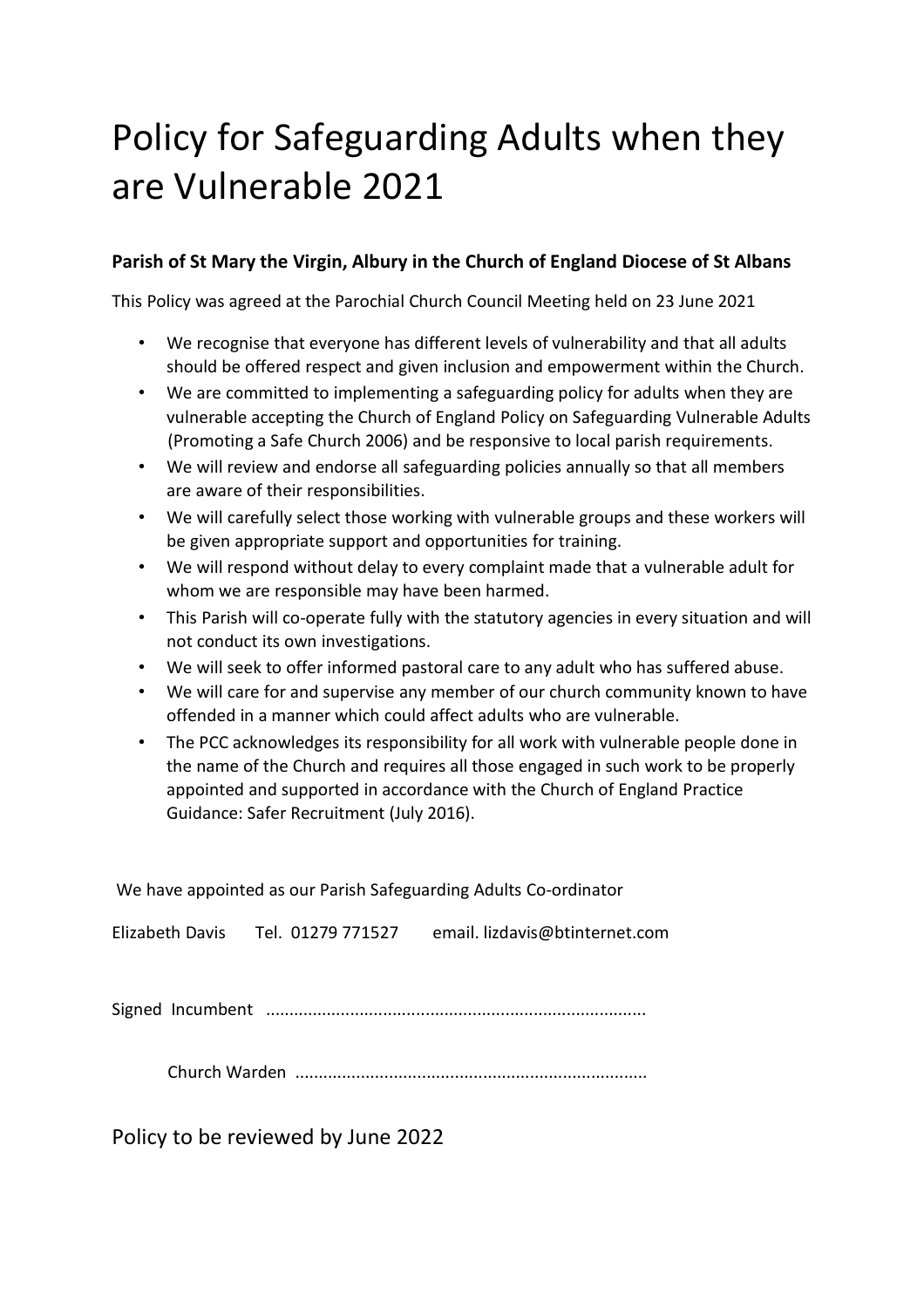# Policy for Safeguarding Adults when they are Vulnerable 2021

**Parish of St Mary the Virgin, Albury in the Church of England Diocese of St Albans**

This Policy was agreed at the Parochial Church Council Meeting held on 23 June 2021

- We recognise that everyone has different levels of vulnerability and that all adults should be offered respect and given inclusion and empowerment within the Church.
- We are committed to implementing a safeguarding policy for adults when they are vulnerable accepting the Church of England Policy on Safeguarding Vulnerable Adults (Promoting a Safe Church 2006) and be responsive to local parish requirements.
- We will review and endorse all safeguarding policies annually so that all members are aware of their responsibilities.
- We will carefully select those working with vulnerable groups and these workers will be given appropriate support and opportunities for training.
- We will respond without delay to every complaint made that a vulnerable adult for whom we are responsible may have been harmed.
- This Parish will co-operate fully with the statutory agencies in every situation and will not conduct its own investigations.
- We will seek to offer informed pastoral care to any adult who has suffered abuse.
- We will care for and supervise any member of our church community known to have offended in a manner which could affect adults who are vulnerable.
- The PCC acknowledges its responsibility for all work with vulnerable people done in the name of the Church and requires all those engaged in such work to be properly appointed and supported in accordance with the Church of England Practice Guidance: Safer Recruitment (July 2016).

We have appointed as our Parish Safeguarding Adults Co-ordinator

Elizabeth Davis Tel. 01279 771527 email. lizdavis@btinternet.com

Signed Incumbent ................................................................................

Church Warden ..........................................................................

## Policy to be reviewed by June 2022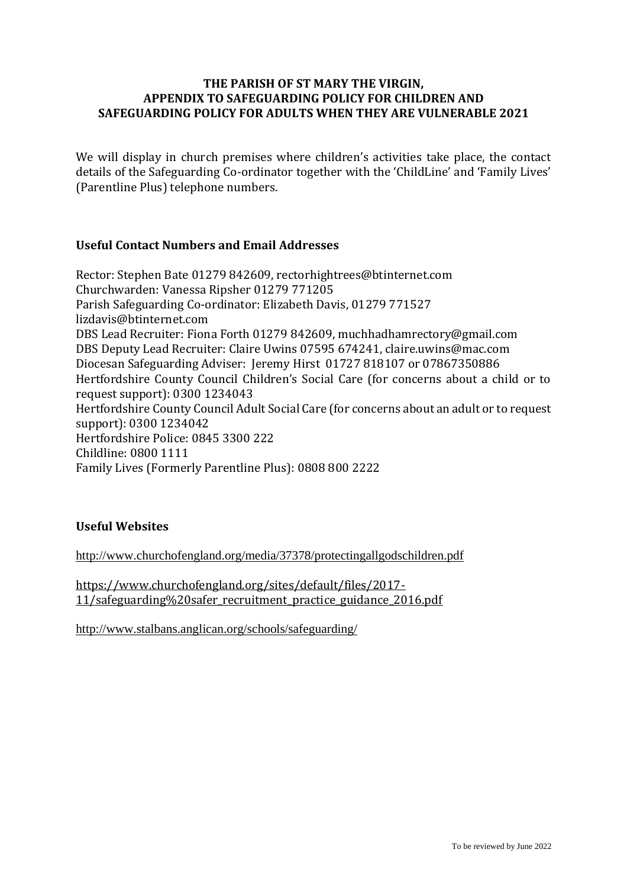**THE PARISH OF ST MARY THE VIRGIN, APPENDIX TO SAFEGUARDING POLICY FOR CHILDREN AND SAFEGUARDING POLICY FOR ADULTS WHEN THEY ARE VULNERABLE 2021**

We will display in church premises where children's activities take place, the contact details of the Safeguarding Co-ordinator together with the 'ChildLine' and 'Family Lives' (Parentline Plus) telephone numbers.

## Useful Contact Numbers and Email Addresses

Rector: Stephen Bate 01279 842609, rectorhightrees@btinternet.com
Churchwarden: Vanessa Ripsher 01279 771205
Parish Safeguarding Co-ordinator: Elizabeth Davis, 01279 771527
lizdavis@btinternet.com
DBS Lead Recruiter: Fiona Forth 01279 842609, muchhadhamrectory@gmail.com
DBS Deputy Lead Recruiter: Claire Uwins 07595 674241, claire.uwins@mac.com
Diocesan Safeguarding Adviser: Jeremy Hirst 01727 818107 or 07867350886
Hertfordshire County Council Children's Social Care (for concerns about a child or to request support): 0300 1234043
Hertfordshire County Council Adult Social Care (for concerns about an adult or to request support): 0300 1234042
Hertfordshire Police: 0845 3300 222
Childline: 0800 1111
Family Lives (Formerly Parentline Plus): 0808 800 2222

## Useful Websites

http://www.churchofengland.org/media/37378/protectingallgodschildren.pdf

https://www.churchofengland.org/sites/default/files/2017-11/safeguarding%20safer_recruitment_practice_guidance_2016.pdf

http://www.stalbans.anglican.org/schools/safeguarding/

To be reviewed by June 2022